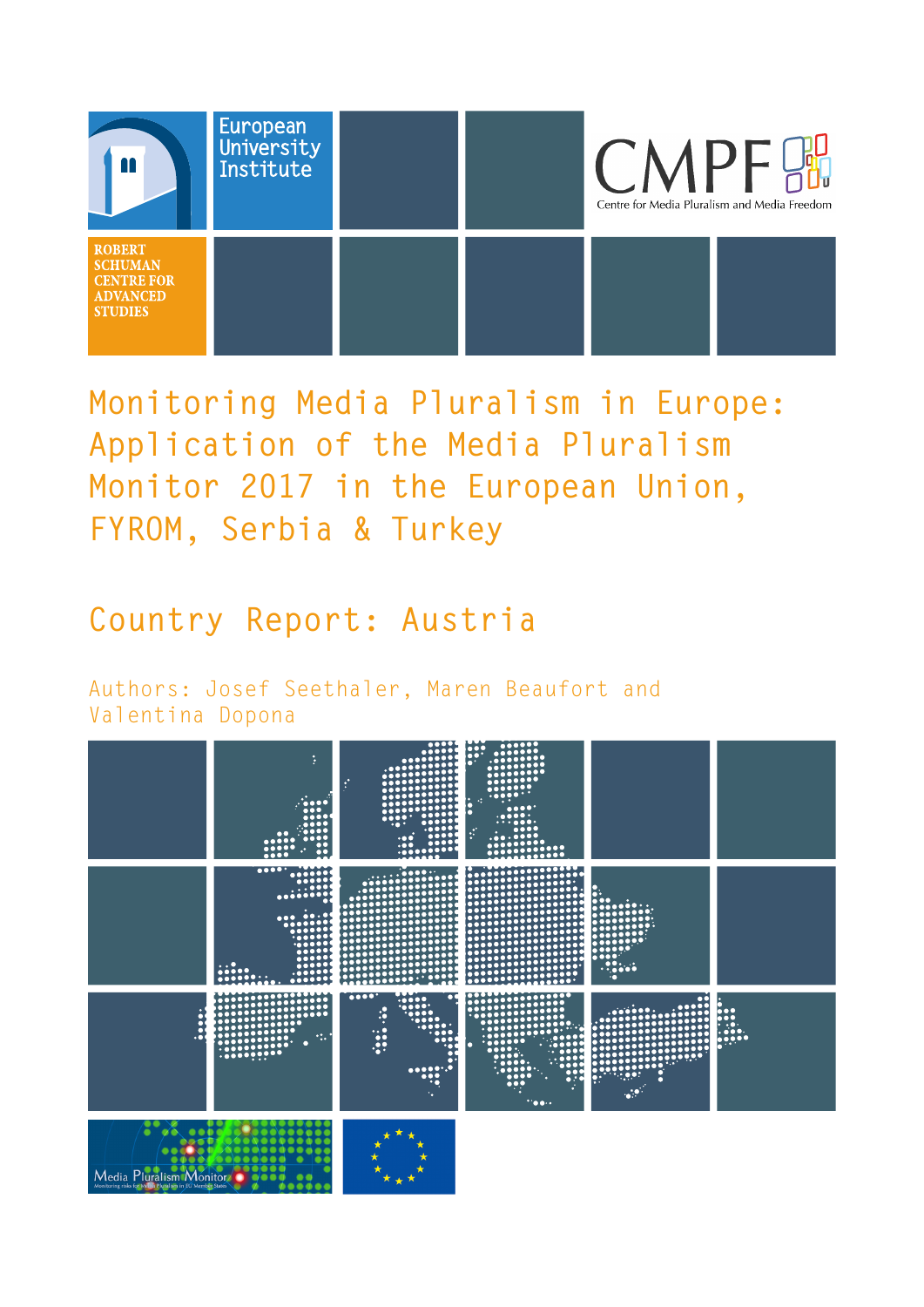European University Institute

ROBERT SCHUMAN CENTRE FOR ADVANCED STUDIES

CMPF

Centre for Media Pluralism and Media Freedom

# Monitoring Media Pluralism in Europe: Application of the Media Pluralism Monitor 2017 in the European Union, FYROM, Serbia & Turkey

## Country Report: Austria

Authors: Josef Seethaler, Maren Beaufort and Valentina Dopona

Media Pluralism Monitor

Monitoring risks for Media Pluralism in EU Member States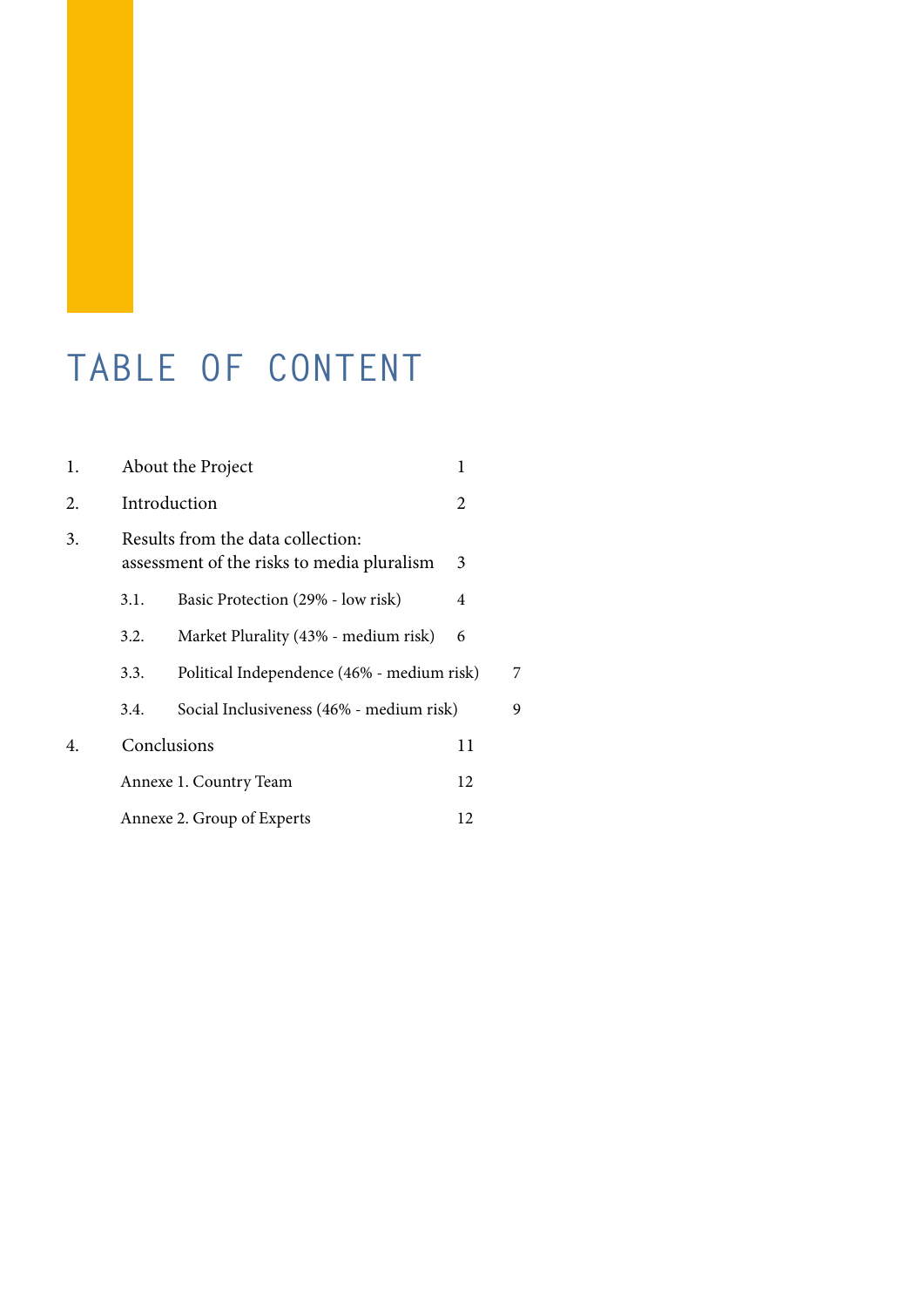# TABLE OF CONTENT

1. About the Project 1
2. Introduction 2
3. Results from the data collection: assessment of the risks to media pluralism 3
   - 3.1. Basic Protection (29% - low risk) 4
   - 3.2. Market Plurality (43% - medium risk) 6
   - 3.3. Political Independence (46% - medium risk) 7
   - 3.4. Social Inclusiveness (46% - medium risk) 9
4. Conclusions 11

Annexe 1. Country Team 12

Annexe 2. Group of Experts 12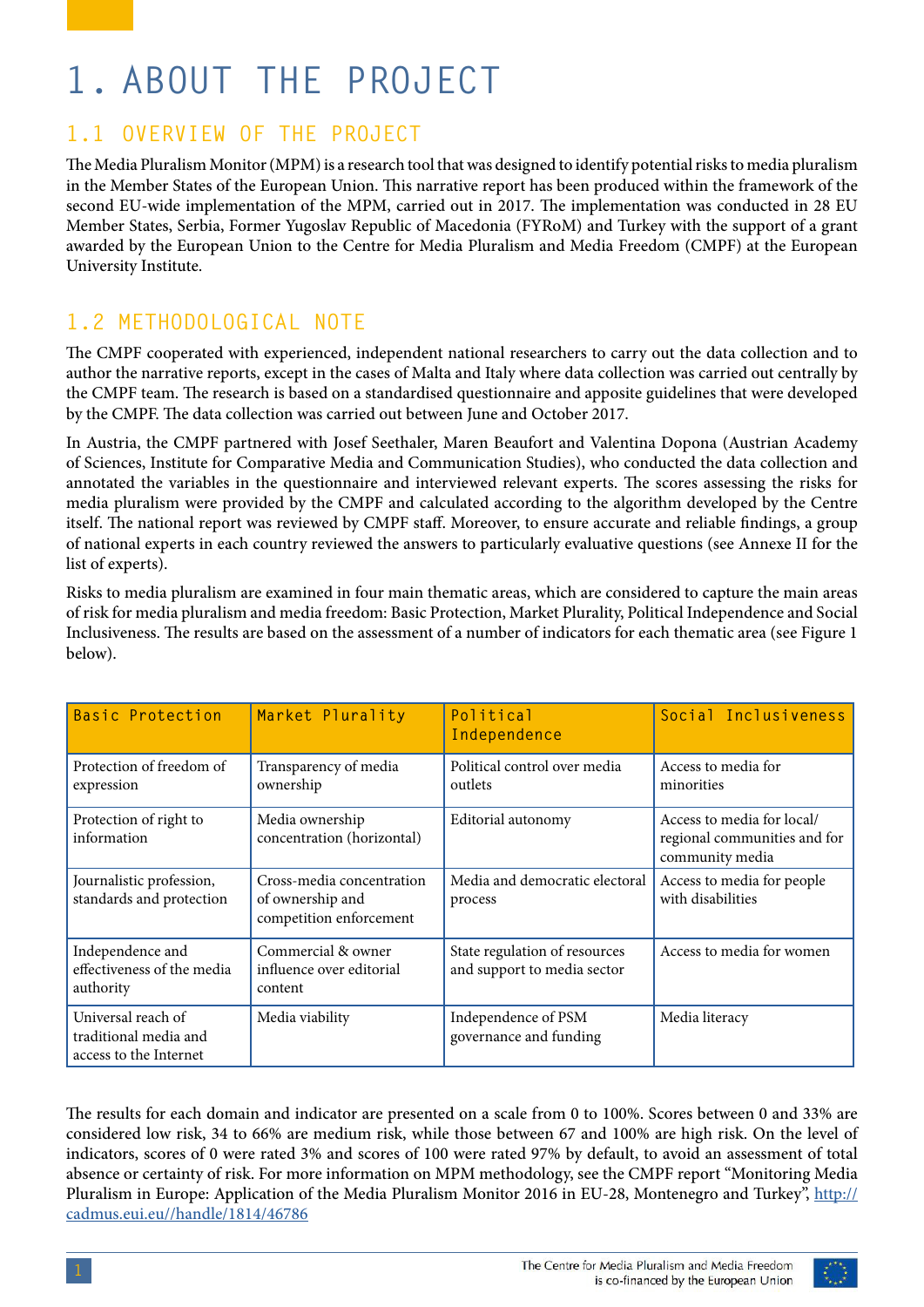# 1. ABOUT THE PROJECT

## 1.1 OVERVIEW OF THE PROJECT

The Media Pluralism Monitor (MPM) is a research tool that was designed to identify potential risks to media pluralism in the Member States of the European Union. This narrative report has been produced within the framework of the second EU-wide implementation of the MPM, carried out in 2017. The implementation was conducted in 28 EU Member States, Serbia, Former Yugoslav Republic of Macedonia (FYRoM) and Turkey with the support of a grant awarded by the European Union to the Centre for Media Pluralism and Media Freedom (CMPF) at the European University Institute.

## 1.2 METHODOLOGICAL NOTE

The CMPF cooperated with experienced, independent national researchers to carry out the data collection and to author the narrative reports, except in the cases of Malta and Italy where data collection was carried out centrally by the CMPF team. The research is based on a standardised questionnaire and apposite guidelines that were developed by the CMPF. The data collection was carried out between June and October 2017.

In Austria, the CMPF partnered with Josef Seethaler, Maren Beaufort and Valentina Dopona (Austrian Academy of Sciences, Institute for Comparative Media and Communication Studies), who conducted the data collection and annotated the variables in the questionnaire and interviewed relevant experts. The scores assessing the risks for media pluralism were provided by the CMPF and calculated according to the algorithm developed by the Centre itself. The national report was reviewed by CMPF staff. Moreover, to ensure accurate and reliable findings, a group of national experts in each country reviewed the answers to particularly evaluative questions (see Annexe II for the list of experts).

Risks to media pluralism are examined in four main thematic areas, which are considered to capture the main areas of risk for media pluralism and media freedom: Basic Protection, Market Plurality, Political Independence and Social Inclusiveness. The results are based on the assessment of a number of indicators for each thematic area (see Figure 1 below).

| Basic Protection | Market Plurality | Political Independence | Social Inclusiveness |
|---|---|---|---|
| Protection of freedom of expression | Transparency of media ownership | Political control over media outlets | Access to media for minorities |
| Protection of right to information | Media ownership concentration (horizontal) | Editorial autonomy | Access to media for local/ regional communities and for community media |
| Journalistic profession, standards and protection | Cross-media concentration of ownership and competition enforcement | Media and democratic electoral process | Access to media for people with disabilities |
| Independence and effectiveness of the media authority | Commercial & owner influence over editorial content | State regulation of resources and support to media sector | Access to media for women |
| Universal reach of traditional media and access to the Internet | Media viability | Independence of PSM governance and funding | Media literacy |

The results for each domain and indicator are presented on a scale from 0 to 100%. Scores between 0 and 33% are considered low risk, 34 to 66% are medium risk, while those between 67 and 100% are high risk. On the level of indicators, scores of 0 were rated 3% and scores of 100 were rated 97% by default, to avoid an assessment of total absence or certainty of risk. For more information on MPM methodology, see the CMPF report "Monitoring Media Pluralism in Europe: Application of the Media Pluralism Monitor 2016 in EU-28, Montenegro and Turkey", http://cadmus.eui.eu//handle/1814/46786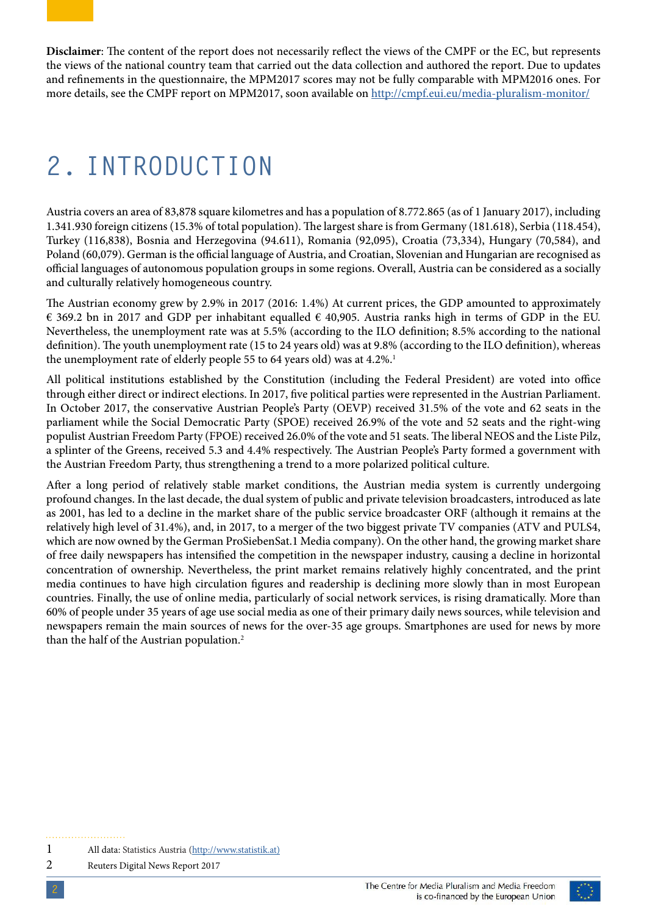**Disclaimer**: The content of the report does not necessarily reflect the views of the CMPF or the EC, but represents the views of the national country team that carried out the data collection and authored the report. Due to updates and refinements in the questionnaire, the MPM2017 scores may not be fully comparable with MPM2016 ones. For more details, see the CMPF report on MPM2017, soon available on http://cmpf.eui.eu/media-pluralism-monitor/

# 2. INTRODUCTION

Austria covers an area of 83,878 square kilometres and has a population of 8.772.865 (as of 1 January 2017), including 1.341.930 foreign citizens (15.3% of total population). The largest share is from Germany (181.618), Serbia (118.454), Turkey (116,838), Bosnia and Herzegovina (94.611), Romania (92,095), Croatia (73,334), Hungary (70,584), and Poland (60,079). German is the official language of Austria, and Croatian, Slovenian and Hungarian are recognised as official languages of autonomous population groups in some regions. Overall, Austria can be considered as a socially and culturally relatively homogeneous country.

The Austrian economy grew by 2.9% in 2017 (2016: 1.4%) At current prices, the GDP amounted to approximately € 369.2 bn in 2017 and GDP per inhabitant equalled € 40,905. Austria ranks high in terms of GDP in the EU. Nevertheless, the unemployment rate was at 5.5% (according to the ILO definition; 8.5% according to the national definition). The youth unemployment rate (15 to 24 years old) was at 9.8% (according to the ILO definition), whereas the unemployment rate of elderly people 55 to 64 years old) was at 4.2%.[1]

All political institutions established by the Constitution (including the Federal President) are voted into office through either direct or indirect elections. In 2017, five political parties were represented in the Austrian Parliament. In October 2017, the conservative Austrian People's Party (OEVP) received 31.5% of the vote and 62 seats in the parliament while the Social Democratic Party (SPOE) received 26.9% of the vote and 52 seats and the right-wing populist Austrian Freedom Party (FPOE) received 26.0% of the vote and 51 seats. The liberal NEOS and the Liste Pilz, a splinter of the Greens, received 5.3 and 4.4% respectively. The Austrian People's Party formed a government with the Austrian Freedom Party, thus strengthening a trend to a more polarized political culture.

After a long period of relatively stable market conditions, the Austrian media system is currently undergoing profound changes. In the last decade, the dual system of public and private television broadcasters, introduced as late as 2001, has led to a decline in the market share of the public service broadcaster ORF (although it remains at the relatively high level of 31.4%), and, in 2017, to a merger of the two biggest private TV companies (ATV and PULS4, which are now owned by the German ProSiebenSat.1 Media company). On the other hand, the growing market share of free daily newspapers has intensified the competition in the newspaper industry, causing a decline in horizontal concentration of ownership. Nevertheless, the print market remains relatively highly concentrated, and the print media continues to have high circulation figures and readership is declining more slowly than in most European countries. Finally, the use of online media, particularly of social network services, is rising dramatically. More than 60% of people under 35 years of age use social media as one of their primary daily news sources, while television and newspapers remain the main sources of news for the over-35 age groups. Smartphones are used for news by more than the half of the Austrian population.[2]

---

1 All data: Statistics Austria (http://www.statistik.at)

2 Reuters Digital News Report 2017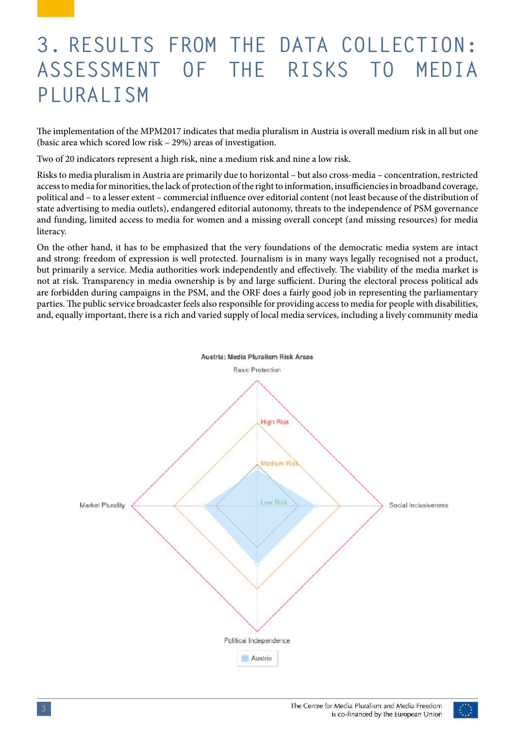# 3. RESULTS FROM THE DATA COLLECTION: ASSESSMENT OF THE RISKS TO MEDIA PLURALISM

The implementation of the MPM2017 indicates that media pluralism in Austria is overall medium risk in all but one (basic area which scored low risk – 29%) areas of investigation.

Two of 20 indicators represent a high risk, nine a medium risk and nine a low risk.

Risks to media pluralism in Austria are primarily due to horizontal – but also cross-media – concentration, restricted access to media for minorities, the lack of protection of the right to information, insufficiencies in broadband coverage, political and – to a lesser extent – commercial influence over editorial content (not least because of the distribution of state advertising to media outlets), endangered editorial autonomy, threats to the independence of PSM governance and funding, limited access to media for women and a missing overall concept (and missing resources) for media literacy.

On the other hand, it has to be emphasized that the very foundations of the democratic media system are intact and strong: freedom of expression is well protected. Journalism is in many ways legally recognised not a product, but primarily a service. Media authorities work independently and effectively. The viability of the media market is not at risk. Transparency in media ownership is by and large sufficient. During the electoral process political ads are forbidden during campaigns in the PSM, and the ORF does a fairly good job in representing the parliamentary parties. The public service broadcaster feels also responsible for providing access to media for people with disabilities, and, equally important, there is a rich and varied supply of local media services, including a lively community media

Austria: Media Pluralism Risk Areas

Basic Protection

High Risk

Medium Risk

Low Risk

Market Plurality

Social Inclusiveness

Political Independence

Austria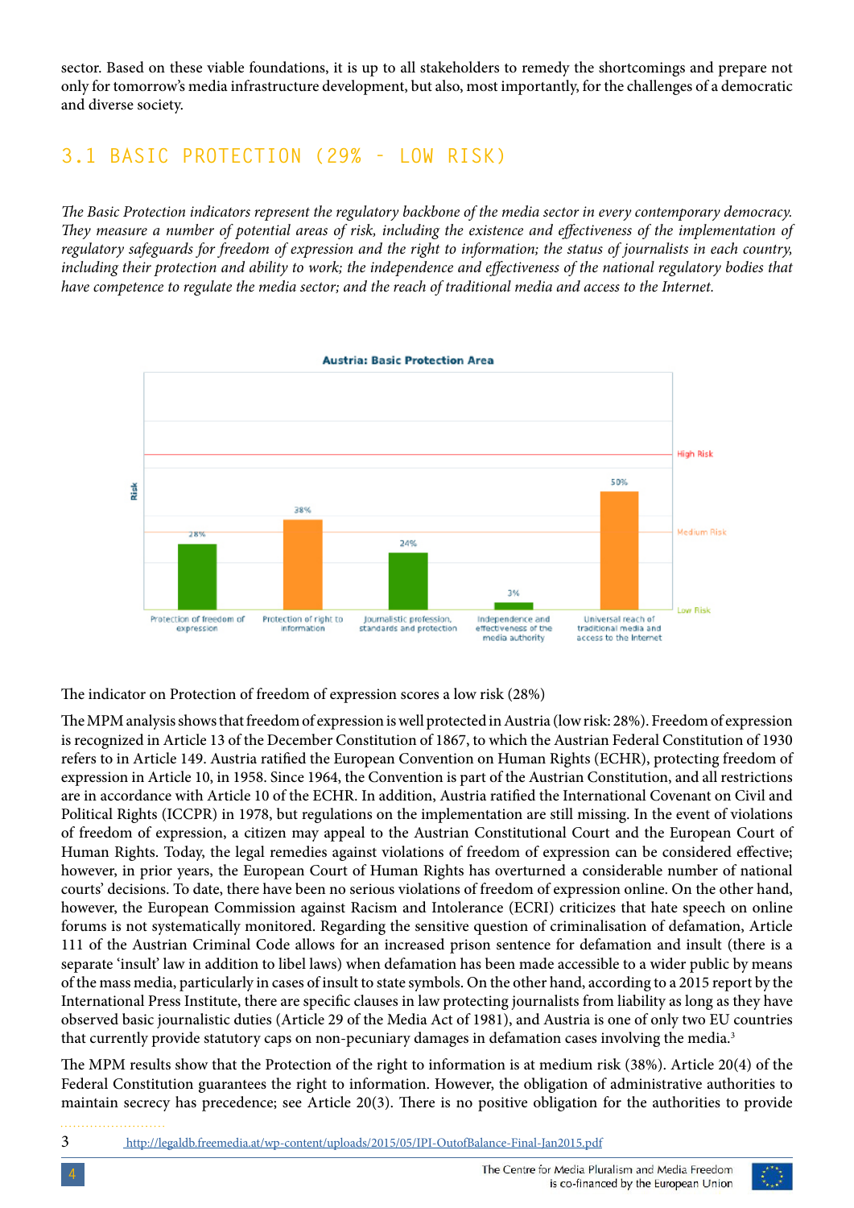sector. Based on these viable foundations, it is up to all stakeholders to remedy the shortcomings and prepare not only for tomorrow's media infrastructure development, but also, most importantly, for the challenges of a democratic and diverse society.

## 3.1 BASIC PROTECTION (29% - LOW RISK)

*The Basic Protection indicators represent the regulatory backbone of the media sector in every contemporary democracy. They measure a number of potential areas of risk, including the existence and effectiveness of the implementation of regulatory safeguards for freedom of expression and the right to information; the status of journalists in each country, including their protection and ability to work; the independence and effectiveness of the national regulatory bodies that have competence to regulate the media sector; and the reach of traditional media and access to the Internet.*

**Austria: Basic Protection Area**

| Indicator | Risk |
|---|---|
| Protection of freedom of expression | 28% |
| Protection of right to information | 38% |
| Journalistic profession, standards and protection | 24% |
| Independence and effectiveness of the media authority | 3% |
| Universal reach of traditional media and access to the Internet | 50% |

The indicator on Protection of freedom of expression scores a low risk (28%)

The MPM analysis shows that freedom of expression is well protected in Austria (low risk: 28%). Freedom of expression is recognized in Article 13 of the December Constitution of 1867, to which the Austrian Federal Constitution of 1930 refers to in Article 149. Austria ratified the European Convention on Human Rights (ECHR), protecting freedom of expression in Article 10, in 1958. Since 1964, the Convention is part of the Austrian Constitution, and all restrictions are in accordance with Article 10 of the ECHR. In addition, Austria ratified the International Covenant on Civil and Political Rights (ICCPR) in 1978, but regulations on the implementation are still missing. In the event of violations of freedom of expression, a citizen may appeal to the Austrian Constitutional Court and the European Court of Human Rights. Today, the legal remedies against violations of freedom of expression can be considered effective; however, in prior years, the European Court of Human Rights has overturned a considerable number of national courts' decisions. To date, there have been no serious violations of freedom of expression online. On the other hand, however, the European Commission against Racism and Intolerance (ECRI) criticizes that hate speech on online forums is not systematically monitored. Regarding the sensitive question of criminalisation of defamation, Article 111 of the Austrian Criminal Code allows for an increased prison sentence for defamation and insult (there is a separate 'insult' law in addition to libel laws) when defamation has been made accessible to a wider public by means of the mass media, particularly in cases of insult to state symbols. On the other hand, according to a 2015 report by the International Press Institute, there are specific clauses in law protecting journalists from liability as long as they have observed basic journalistic duties (Article 29 of the Media Act of 1981), and Austria is one of only two EU countries that currently provide statutory caps on non-pecuniary damages in defamation cases involving the media.[3]

The MPM results show that the Protection of the right to information is at medium risk (38%). Article 20(4) of the Federal Constitution guarantees the right to information. However, the obligation of administrative authorities to maintain secrecy has precedence; see Article 20(3). There is no positive obligation for the authorities to provide

---

3 http://legaldb.freemedia.at/wp-content/uploads/2015/05/IPI-OutofBalance-Final-Jan2015.pdf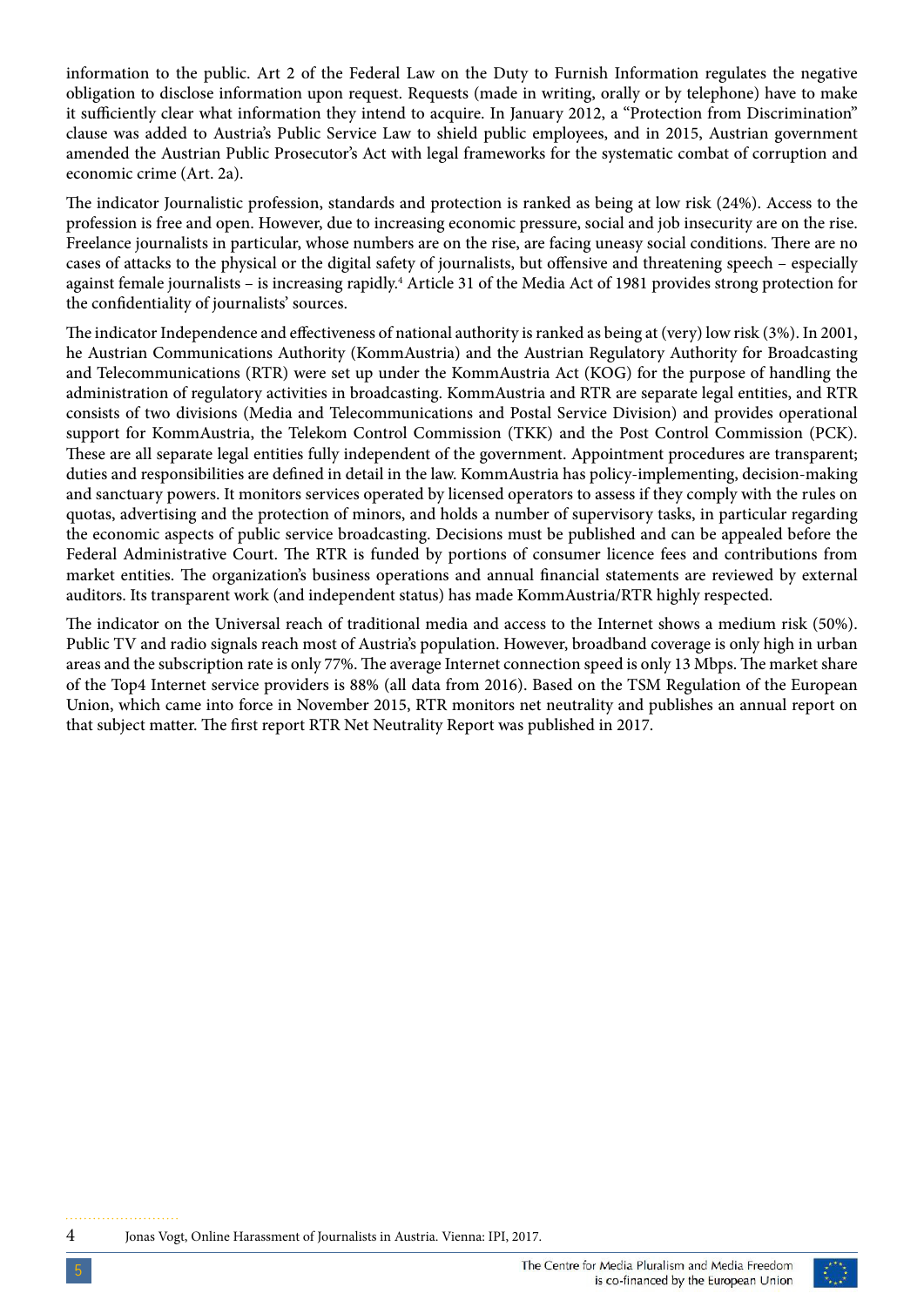information to the public. Art 2 of the Federal Law on the Duty to Furnish Information regulates the negative obligation to disclose information upon request. Requests (made in writing, orally or by telephone) have to make it sufficiently clear what information they intend to acquire. In January 2012, a "Protection from Discrimination" clause was added to Austria's Public Service Law to shield public employees, and in 2015, Austrian government amended the Austrian Public Prosecutor's Act with legal frameworks for the systematic combat of corruption and economic crime (Art. 2a).

The indicator Journalistic profession, standards and protection is ranked as being at low risk (24%). Access to the profession is free and open. However, due to increasing economic pressure, social and job insecurity are on the rise. Freelance journalists in particular, whose numbers are on the rise, are facing uneasy social conditions. There are no cases of attacks to the physical or the digital safety of journalists, but offensive and threatening speech – especially against female journalists – is increasing rapidly.[4] Article 31 of the Media Act of 1981 provides strong protection for the confidentiality of journalists' sources.

The indicator Independence and effectiveness of national authority is ranked as being at (very) low risk (3%). In 2001, he Austrian Communications Authority (KommAustria) and the Austrian Regulatory Authority for Broadcasting and Telecommunications (RTR) were set up under the KommAustria Act (KOG) for the purpose of handling the administration of regulatory activities in broadcasting. KommAustria and RTR are separate legal entities, and RTR consists of two divisions (Media and Telecommunications and Postal Service Division) and provides operational support for KommAustria, the Telekom Control Commission (TKK) and the Post Control Commission (PCK). These are all separate legal entities fully independent of the government. Appointment procedures are transparent; duties and responsibilities are defined in detail in the law. KommAustria has policy-implementing, decision-making and sanctuary powers. It monitors services operated by licensed operators to assess if they comply with the rules on quotas, advertising and the protection of minors, and holds a number of supervisory tasks, in particular regarding the economic aspects of public service broadcasting. Decisions must be published and can be appealed before the Federal Administrative Court. The RTR is funded by portions of consumer licence fees and contributions from market entities. The organization's business operations and annual financial statements are reviewed by external auditors. Its transparent work (and independent status) has made KommAustria/RTR highly respected.

The indicator on the Universal reach of traditional media and access to the Internet shows a medium risk (50%). Public TV and radio signals reach most of Austria's population. However, broadband coverage is only high in urban areas and the subscription rate is only 77%. The average Internet connection speed is only 13 Mbps. The market share of the Top4 Internet service providers is 88% (all data from 2016). Based on the TSM Regulation of the European Union, which came into force in November 2015, RTR monitors net neutrality and publishes an annual report on that subject matter. The first report RTR Net Neutrality Report was published in 2017.

---

4 Jonas Vogt, Online Harassment of Journalists in Austria. Vienna: IPI, 2017.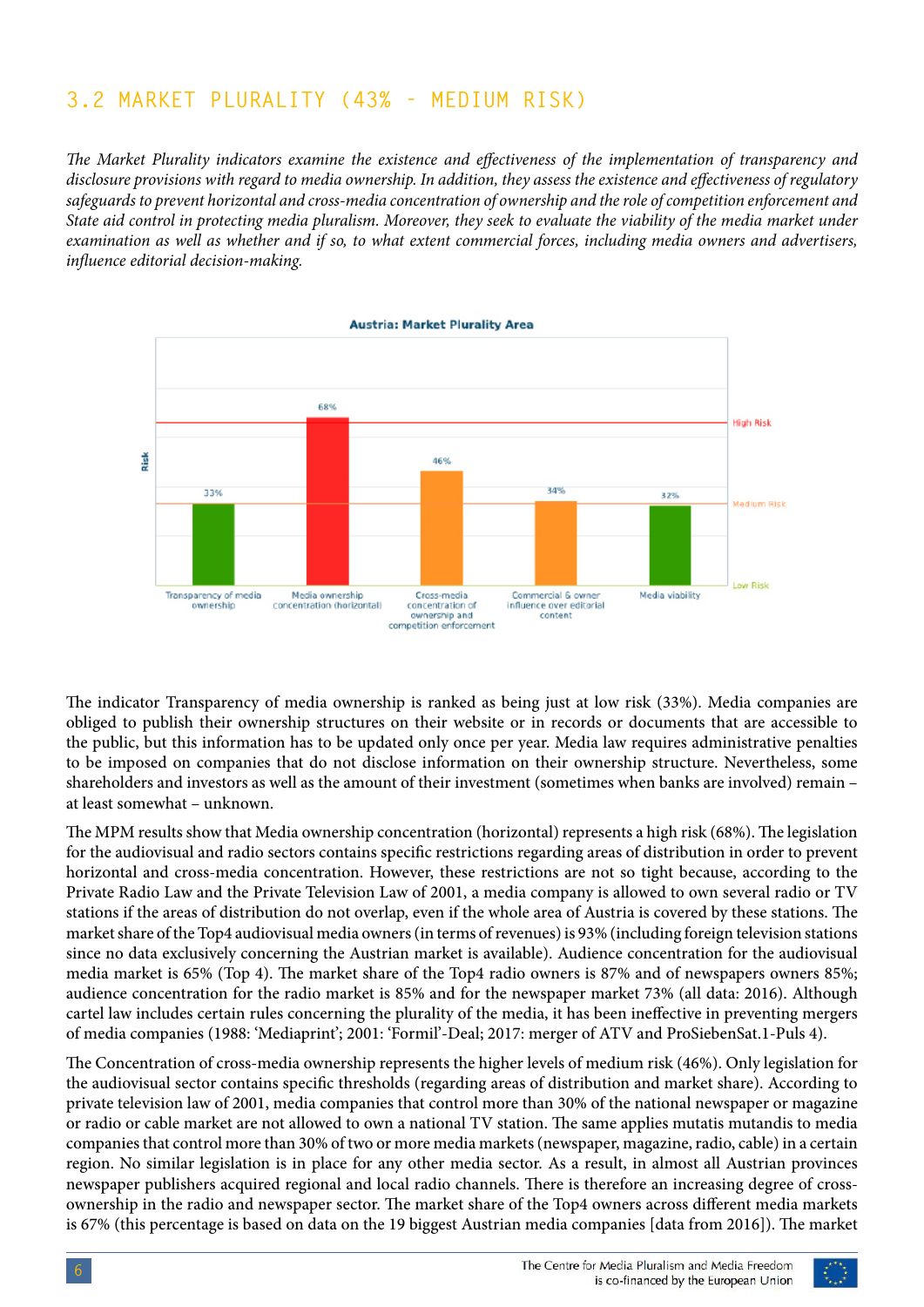## 3.2 MARKET PLURALITY (43% - MEDIUM RISK)

*The Market Plurality indicators examine the existence and effectiveness of the implementation of transparency and disclosure provisions with regard to media ownership. In addition, they assess the existence and effectiveness of regulatory safeguards to prevent horizontal and cross-media concentration of ownership and the role of competition enforcement and State aid control in protecting media pluralism. Moreover, they seek to evaluate the viability of the media market under examination as well as whether and if so, to what extent commercial forces, including media owners and advertisers, influence editorial decision-making.*

**Austria: Market Plurality Area**

| Indicator | Risk |
|---|---|
| Transparency of media ownership | 33% |
| Media ownership concentration (horizontal) | 68% |
| Cross-media concentration of ownership and competition enforcement | 46% |
| Commercial & owner influence over editorial content | 34% |
| Media viability | 32% |

The indicator Transparency of media ownership is ranked as being just at low risk (33%). Media companies are obliged to publish their ownership structures on their website or in records or documents that are accessible to the public, but this information has to be updated only once per year. Media law requires administrative penalties to be imposed on companies that do not disclose information on their ownership structure. Nevertheless, some shareholders and investors as well as the amount of their investment (sometimes when banks are involved) remain – at least somewhat – unknown.

The MPM results show that Media ownership concentration (horizontal) represents a high risk (68%). The legislation for the audiovisual and radio sectors contains specific restrictions regarding areas of distribution in order to prevent horizontal and cross-media concentration. However, these restrictions are not so tight because, according to the Private Radio Law and the Private Television Law of 2001, a media company is allowed to own several radio or TV stations if the areas of distribution do not overlap, even if the whole area of Austria is covered by these stations. The market share of the Top4 audiovisual media owners (in terms of revenues) is 93% (including foreign television stations since no data exclusively concerning the Austrian market is available). Audience concentration for the audiovisual media market is 65% (Top 4). The market share of the Top4 radio owners is 87% and of newspapers owners 85%; audience concentration for the radio market is 85% and for the newspaper market 73% (all data: 2016). Although cartel law includes certain rules concerning the plurality of the media, it has been ineffective in preventing mergers of media companies (1988: 'Mediaprint'; 2001: 'Formil'-Deal; 2017: merger of ATV and ProSiebenSat.1-Puls 4).

The Concentration of cross-media ownership represents the higher levels of medium risk (46%). Only legislation for the audiovisual sector contains specific thresholds (regarding areas of distribution and market share). According to private television law of 2001, media companies that control more than 30% of the national newspaper or magazine or radio or cable market are not allowed to own a national TV station. The same applies mutatis mutandis to media companies that control more than 30% of two or more media markets (newspaper, magazine, radio, cable) in a certain region. No similar legislation is in place for any other media sector. As a result, in almost all Austrian provinces newspaper publishers acquired regional and local radio channels. There is therefore an increasing degree of cross-ownership in the radio and newspaper sector. The market share of the Top4 owners across different media markets is 67% (this percentage is based on data on the 19 biggest Austrian media companies [data from 2016]). The market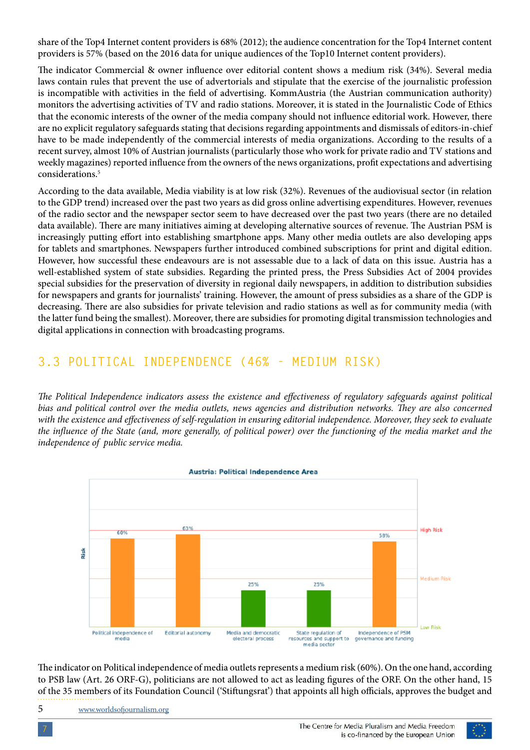share of the Top4 Internet content providers is 68% (2012); the audience concentration for the Top4 Internet content providers is 57% (based on the 2016 data for unique audiences of the Top10 Internet content providers).

The indicator Commercial & owner influence over editorial content shows a medium risk (34%). Several media laws contain rules that prevent the use of advertorials and stipulate that the exercise of the journalistic profession is incompatible with activities in the field of advertising. KommAustria (the Austrian communication authority) monitors the advertising activities of TV and radio stations. Moreover, it is stated in the Journalistic Code of Ethics that the economic interests of the owner of the media company should not influence editorial work. However, there are no explicit regulatory safeguards stating that decisions regarding appointments and dismissals of editors-in-chief have to be made independently of the commercial interests of media organizations. According to the results of a recent survey, almost 10% of Austrian journalists (particularly those who work for private radio and TV stations and weekly magazines) reported influence from the owners of the news organizations, profit expectations and advertising considerations.[5]

According to the data available, Media viability is at low risk (32%). Revenues of the audiovisual sector (in relation to the GDP trend) increased over the past two years as did gross online advertising expenditures. However, revenues of the radio sector and the newspaper sector seem to have decreased over the past two years (there are no detailed data available). There are many initiatives aiming at developing alternative sources of revenue. The Austrian PSM is increasingly putting effort into establishing smartphone apps. Many other media outlets are also developing apps for tablets and smartphones. Newspapers further introduced combined subscriptions for print and digital edition. However, how successful these endeavours are is not assessable due to a lack of data on this issue. Austria has a well-established system of state subsidies. Regarding the printed press, the Press Subsidies Act of 2004 provides special subsidies for the preservation of diversity in regional daily newspapers, in addition to distribution subsidies for newspapers and grants for journalists' training. However, the amount of press subsidies as a share of the GDP is decreasing. There are also subsidies for private television and radio stations as well as for community media (with the latter fund being the smallest). Moreover, there are subsidies for promoting digital transmission technologies and digital applications in connection with broadcasting programs.

## 3.3 POLITICAL INDEPENDENCE (46% - MEDIUM RISK)

*The Political Independence indicators assess the existence and effectiveness of regulatory safeguards against political bias and political control over the media outlets, news agencies and distribution networks. They are also concerned with the existence and effectiveness of self-regulation in ensuring editorial independence. Moreover, they seek to evaluate the influence of the State (and, more generally, of political power) over the functioning of the media market and the independence of public service media.*

**Austria: Political Independence Area**

| Indicator | Risk |
|---|---|
| Political independence of media | 60% |
| Editorial autonomy | 63% |
| Media and democratic electoral process | 25% |
| State regulation of resources and support to media sector | 25% |
| Independence of PSM governance and funding | 58% |

The indicator on Political independence of media outlets represents a medium risk (60%). On the one hand, according to PSB law (Art. 26 ORF-G), politicians are not allowed to act as leading figures of the ORF. On the other hand, 15 of the 35 members of its Foundation Council ('Stiftungsrat') that appoints all high officials, approves the budget and

5 www.worldsofjournalism.org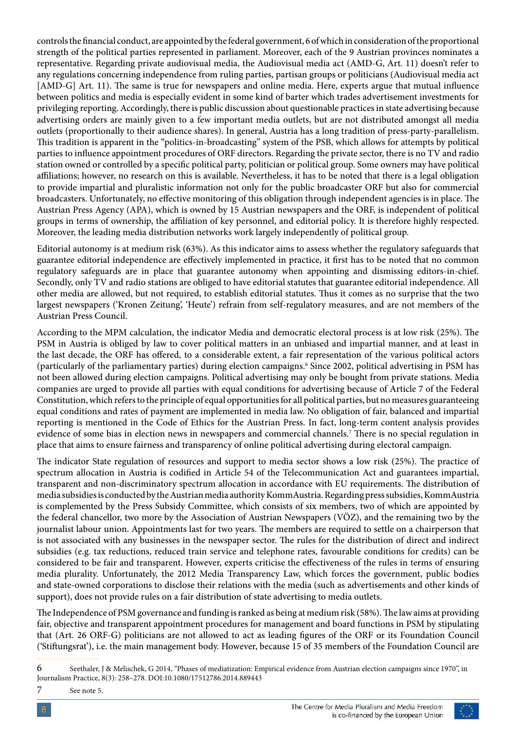controls the financial conduct, are appointed by the federal government, 6 of which in consideration of the proportional strength of the political parties represented in parliament. Moreover, each of the 9 Austrian provinces nominates a representative. Regarding private audiovisual media, the Audiovisual media act (AMD-G, Art. 11) doesn't refer to any regulations concerning independence from ruling parties, partisan groups or politicians (Audiovisual media act [AMD-G] Art. 11). The same is true for newspapers and online media. Here, experts argue that mutual influence between politics and media is especially evident in some kind of barter which trades advertisement investments for privileging reporting. Accordingly, there is public discussion about questionable practices in state advertising because advertising orders are mainly given to a few important media outlets, but are not distributed amongst all media outlets (proportionally to their audience shares). In general, Austria has a long tradition of press-party-parallelism. This tradition is apparent in the "politics-in-broadcasting" system of the PSB, which allows for attempts by political parties to influence appointment procedures of ORF directors. Regarding the private sector, there is no TV and radio station owned or controlled by a specific political party, politician or political group. Some owners may have political affiliations; however, no research on this is available. Nevertheless, it has to be noted that there is a legal obligation to provide impartial and pluralistic information not only for the public broadcaster ORF but also for commercial broadcasters. Unfortunately, no effective monitoring of this obligation through independent agencies is in place. The Austrian Press Agency (APA), which is owned by 15 Austrian newspapers and the ORF, is independent of political groups in terms of ownership, the affiliation of key personnel, and editorial policy. It is therefore highly respected. Moreover, the leading media distribution networks work largely independently of political group.

Editorial autonomy is at medium risk (63%). As this indicator aims to assess whether the regulatory safeguards that guarantee editorial independence are effectively implemented in practice, it first has to be noted that no common regulatory safeguards are in place that guarantee autonomy when appointing and dismissing editors-in-chief. Secondly, only TV and radio stations are obliged to have editorial statutes that guarantee editorial independence. All other media are allowed, but not required, to establish editorial statutes. Thus it comes as no surprise that the two largest newspapers ('Kronen Zeitung', 'Heute') refrain from self-regulatory measures, and are not members of the Austrian Press Council.

According to the MPM calculation, the indicator Media and democratic electoral process is at low risk (25%). The PSM in Austria is obliged by law to cover political matters in an unbiased and impartial manner, and at least in the last decade, the ORF has offered, to a considerable extent, a fair representation of the various political actors (particularly of the parliamentary parties) during election campaigns.[6] Since 2002, political advertising in PSM has not been allowed during election campaigns. Political advertising may only be bought from private stations. Media companies are urged to provide all parties with equal conditions for advertising because of Article 7 of the Federal Constitution, which refers to the principle of equal opportunities for all political parties, but no measures guaranteeing equal conditions and rates of payment are implemented in media law. No obligation of fair, balanced and impartial reporting is mentioned in the Code of Ethics for the Austrian Press. In fact, long-term content analysis provides evidence of some bias in election news in newspapers and commercial channels.[7] There is no special regulation in place that aims to ensure fairness and transparency of online political advertising during electoral campaign.

The indicator State regulation of resources and support to media sector shows a low risk (25%). The practice of spectrum allocation in Austria is codified in Article 54 of the Telecommunication Act and guarantees impartial, transparent and non-discriminatory spectrum allocation in accordance with EU requirements. The distribution of media subsidies is conducted by the Austrian media authority KommAustria. Regarding press subsidies, KommAustria is complemented by the Press Subsidy Committee, which consists of six members, two of which are appointed by the federal chancellor, two more by the Association of Austrian Newspapers (VÖZ), and the remaining two by the journalist labour union. Appointments last for two years. The members are required to settle on a chairperson that is not associated with any businesses in the newspaper sector. The rules for the distribution of direct and indirect subsidies (e.g. tax reductions, reduced train service and telephone rates, favourable conditions for credits) can be considered to be fair and transparent. However, experts criticise the effectiveness of the rules in terms of ensuring media plurality. Unfortunately, the 2012 Media Transparency Law, which forces the government, public bodies and state-owned corporations to disclose their relations with the media (such as advertisements and other kinds of support), does not provide rules on a fair distribution of state advertising to media outlets.

The Independence of PSM governance and funding is ranked as being at medium risk (58%). The law aims at providing fair, objective and transparent appointment procedures for management and board functions in PSM by stipulating that (Art. 26 ORF-G) politicians are not allowed to act as leading figures of the ORF or its Foundation Council ('Stiftungsrat'), i.e. the main management body. However, because 15 of 35 members of the Foundation Council are

---

6 Seethaler, J & Melischek, G 2014, "Phases of mediatization: Empirical evidence from Austrian election campaigns since 1970", in Journalism Practice, 8(3): 258–278. DOI:10.1080/17512786.2014.889443

7 See note 5.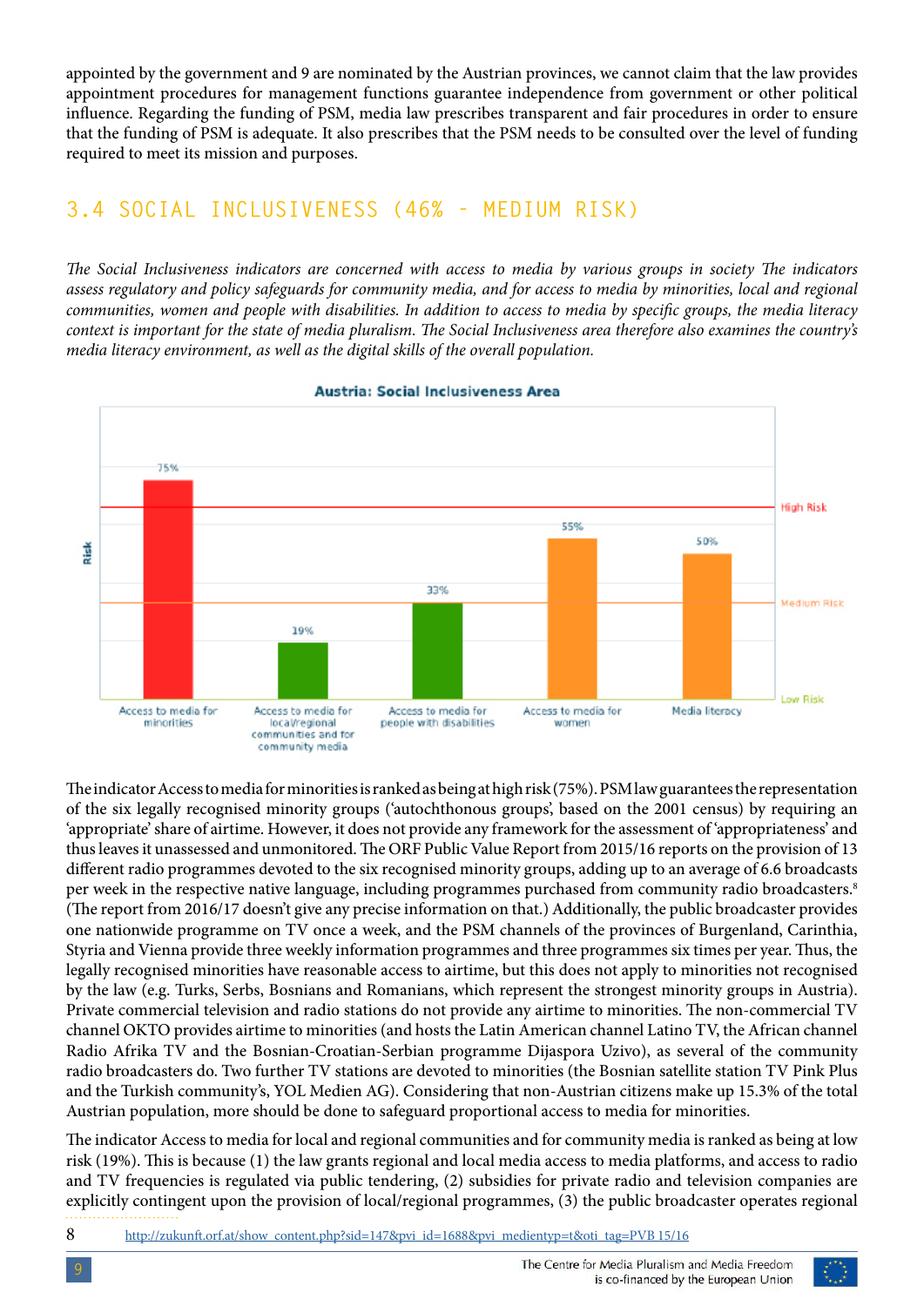appointed by the government and 9 are nominated by the Austrian provinces, we cannot claim that the law provides appointment procedures for management functions guarantee independence from government or other political influence. Regarding the funding of PSM, media law prescribes transparent and fair procedures in order to ensure that the funding of PSM is adequate. It also prescribes that the PSM needs to be consulted over the level of funding required to meet its mission and purposes.

## 3.4 SOCIAL INCLUSIVENESS (46% - MEDIUM RISK)

*The Social Inclusiveness indicators are concerned with access to media by various groups in society The indicators assess regulatory and policy safeguards for community media, and for access to media by minorities, local and regional communities, women and people with disabilities. In addition to access to media by specific groups, the media literacy context is important for the state of media pluralism. The Social Inclusiveness area therefore also examines the country's media literacy environment, as well as the digital skills of the overall population.*

**Austria: Social Inclusiveness Area**

| Indicator | Risk |
|---|---|
| Access to media for minorities | 75% |
| Access to media for local/regional communities and for community media | 19% |
| Access to media for people with disabilities | 33% |
| Access to media for women | 55% |
| Media literacy | 50% |

The indicator Access to media for minorities is ranked as being at high risk (75%). PSM law guarantees the representation of the six legally recognised minority groups ('autochthonous groups', based on the 2001 census) by requiring an 'appropriate' share of airtime. However, it does not provide any framework for the assessment of 'appropriateness' and thus leaves it unassessed and unmonitored. The ORF Public Value Report from 2015/16 reports on the provision of 13 different radio programmes devoted to the six recognised minority groups, adding up to an average of 6.6 broadcasts per week in the respective native language, including programmes purchased from community radio broadcasters.[8] (The report from 2016/17 doesn't give any precise information on that.) Additionally, the public broadcaster provides one nationwide programme on TV once a week, and the PSM channels of the provinces of Burgenland, Carinthia, Styria and Vienna provide three weekly information programmes and three programmes six times per year. Thus, the legally recognised minorities have reasonable access to airtime, but this does not apply to minorities not recognised by the law (e.g. Turks, Serbs, Bosnians and Romanians, which represent the strongest minority groups in Austria). Private commercial television and radio stations do not provide any airtime to minorities. The non-commercial TV channel OKTO provides airtime to minorities (and hosts the Latin American channel Latino TV, the African channel Radio Afrika TV and the Bosnian-Croatian-Serbian programme Dijaspora Uzivo), as several of the community radio broadcasters do. Two further TV stations are devoted to minorities (the Bosnian satellite station TV Pink Plus and the Turkish community's, YOL Medien AG). Considering that non-Austrian citizens make up 15.3% of the total Austrian population, more should be done to safeguard proportional access to media for minorities.

The indicator Access to media for local and regional communities and for community media is ranked as being at low risk (19%). This is because (1) the law grants regional and local media access to media platforms, and access to radio and TV frequencies is regulated via public tendering, (2) subsidies for private radio and television companies are explicitly contingent upon the provision of local/regional programmes, (3) the public broadcaster operates regional

8 http://zukunft.orf.at/show_content.php?sid=147&pvi_id=1688&pvi_medientyp=t&oti_tag=PVB 15/16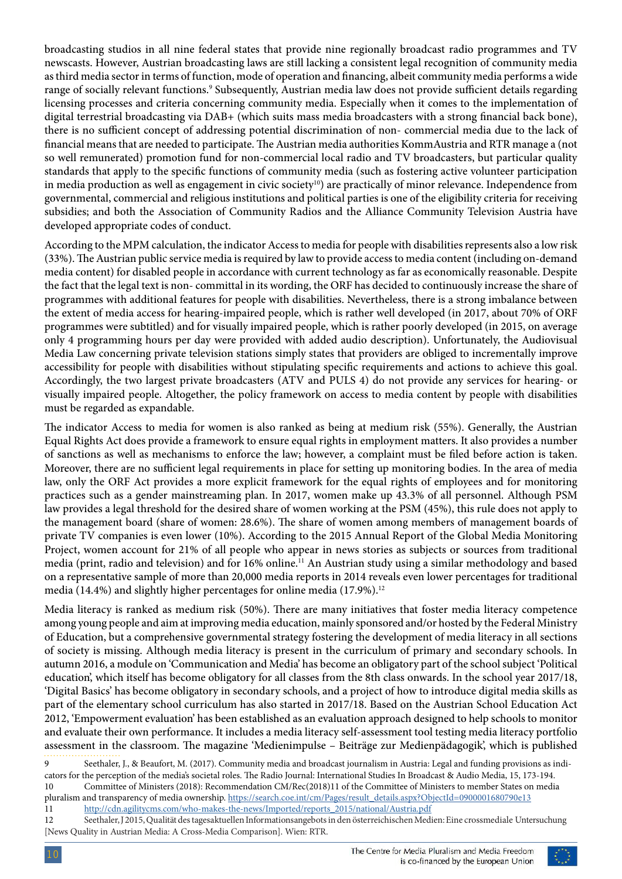broadcasting studios in all nine federal states that provide nine regionally broadcast radio programmes and TV newscasts. However, Austrian broadcasting laws are still lacking a consistent legal recognition of community media as third media sector in terms of function, mode of operation and financing, albeit community media performs a wide range of socially relevant functions.[9] Subsequently, Austrian media law does not provide sufficient details regarding licensing processes and criteria concerning community media. Especially when it comes to the implementation of digital terrestrial broadcasting via DAB+ (which suits mass media broadcasters with a strong financial back bone), there is no sufficient concept of addressing potential discrimination of non- commercial media due to the lack of financial means that are needed to participate. The Austrian media authorities KommAustria and RTR manage a (not so well remunerated) promotion fund for non-commercial local radio and TV broadcasters, but particular quality standards that apply to the specific functions of community media (such as fostering active volunteer participation in media production as well as engagement in civic society[10]) are practically of minor relevance. Independence from governmental, commercial and religious institutions and political parties is one of the eligibility criteria for receiving subsidies; and both the Association of Community Radios and the Alliance Community Television Austria have developed appropriate codes of conduct.

According to the MPM calculation, the indicator Access to media for people with disabilities represents also a low risk (33%). The Austrian public service media is required by law to provide access to media content (including on-demand media content) for disabled people in accordance with current technology as far as economically reasonable. Despite the fact that the legal text is non- committal in its wording, the ORF has decided to continuously increase the share of programmes with additional features for people with disabilities. Nevertheless, there is a strong imbalance between the extent of media access for hearing-impaired people, which is rather well developed (in 2017, about 70% of ORF programmes were subtitled) and for visually impaired people, which is rather poorly developed (in 2015, on average only 4 programming hours per day were provided with added audio description). Unfortunately, the Audiovisual Media Law concerning private television stations simply states that providers are obliged to incrementally improve accessibility for people with disabilities without stipulating specific requirements and actions to achieve this goal. Accordingly, the two largest private broadcasters (ATV and PULS 4) do not provide any services for hearing- or visually impaired people. Altogether, the policy framework on access to media content by people with disabilities must be regarded as expandable.

The indicator Access to media for women is also ranked as being at medium risk (55%). Generally, the Austrian Equal Rights Act does provide a framework to ensure equal rights in employment matters. It also provides a number of sanctions as well as mechanisms to enforce the law; however, a complaint must be filed before action is taken. Moreover, there are no sufficient legal requirements in place for setting up monitoring bodies. In the area of media law, only the ORF Act provides a more explicit framework for the equal rights of employees and for monitoring practices such as a gender mainstreaming plan. In 2017, women make up 43.3% of all personnel. Although PSM law provides a legal threshold for the desired share of women working at the PSM (45%), this rule does not apply to the management board (share of women: 28.6%). The share of women among members of management boards of private TV companies is even lower (10%). According to the 2015 Annual Report of the Global Media Monitoring Project, women account for 21% of all people who appear in news stories as subjects or sources from traditional media (print, radio and television) and for 16% online.[11] An Austrian study using a similar methodology and based on a representative sample of more than 20,000 media reports in 2014 reveals even lower percentages for traditional media (14.4%) and slightly higher percentages for online media (17.9%).[12]

Media literacy is ranked as medium risk (50%). There are many initiatives that foster media literacy competence among young people and aim at improving media education, mainly sponsored and/or hosted by the Federal Ministry of Education, but a comprehensive governmental strategy fostering the development of media literacy in all sections of society is missing. Although media literacy is present in the curriculum of primary and secondary schools. In autumn 2016, a module on 'Communication and Media' has become an obligatory part of the school subject 'Political education', which itself has become obligatory for all classes from the 8th class onwards. In the school year 2017/18, 'Digital Basics' has become obligatory in secondary schools, and a project of how to introduce digital media skills as part of the elementary school curriculum has also started in 2017/18. Based on the Austrian School Education Act 2012, 'Empowerment evaluation' has been established as an evaluation approach designed to help schools to monitor and evaluate their own performance. It includes a media literacy self-assessment tool testing media literacy portfolio assessment in the classroom. The magazine 'Medienimpulse – Beiträge zur Medienpädagogik', which is published

9 Seethaler, J., & Beaufort, M. (2017). Community media and broadcast journalism in Austria: Legal and funding provisions as indicators for the perception of the media's societal roles. The Radio Journal: International Studies In Broadcast & Audio Media, 15, 173-194.

10 Committee of Ministers (2018): Recommendation CM/Rec(2018)11 of the Committee of Ministers to member States on media pluralism and transparency of media ownership. https://search.coe.int/cm/Pages/result_details.aspx?ObjectId=0900001680790e13

11 http://cdn.agilitycms.com/who-makes-the-news/Imported/reports_2015/national/Austria.pdf

12 Seethaler, J 2015, Qualität des tagesaktuellen Informationsangebots in den österreichischen Medien: Eine crossmediale Untersuchung [News Quality in Austrian Media: A Cross-Media Comparison]. Wien: RTR.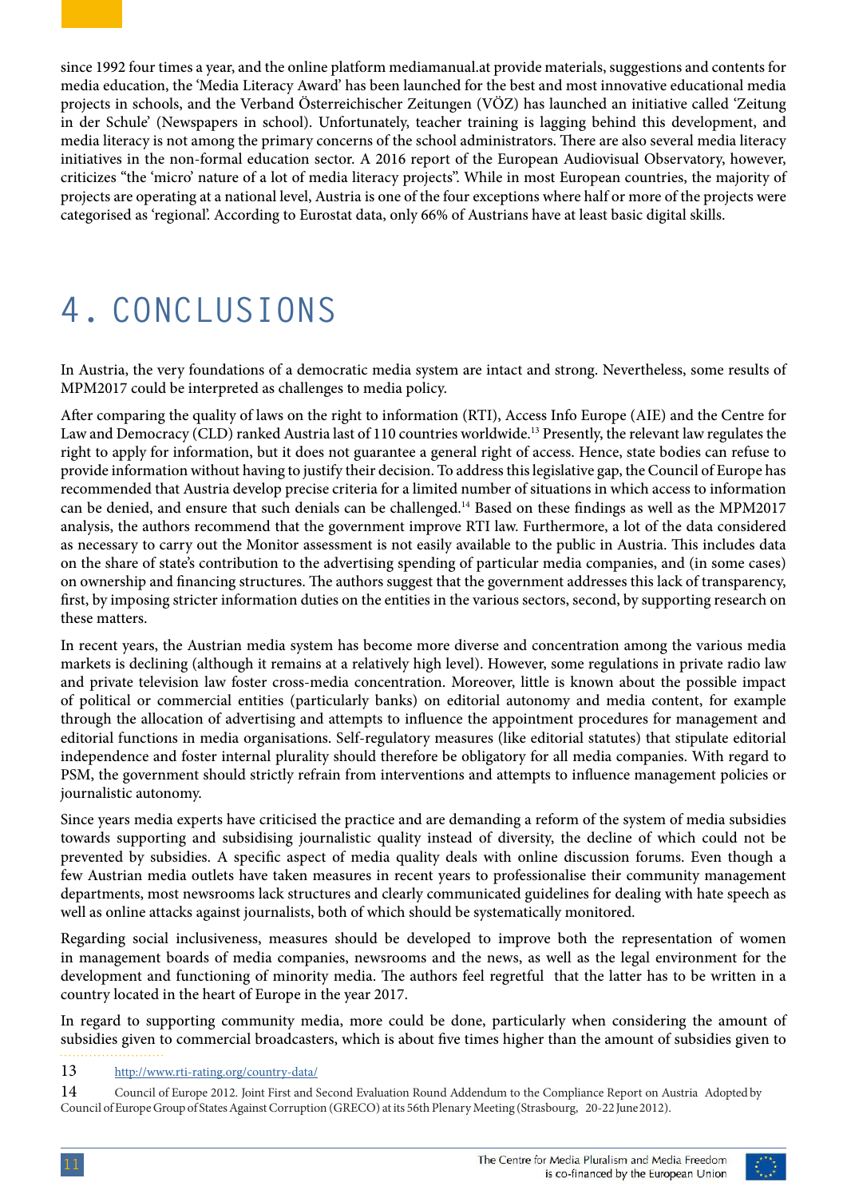since 1992 four times a year, and the online platform mediamanual.at provide materials, suggestions and contents for media education, the 'Media Literacy Award' has been launched for the best and most innovative educational media projects in schools, and the Verband Österreichischer Zeitungen (VÖZ) has launched an initiative called 'Zeitung in der Schule' (Newspapers in school). Unfortunately, teacher training is lagging behind this development, and media literacy is not among the primary concerns of the school administrators. There are also several media literacy initiatives in the non-formal education sector. A 2016 report of the European Audiovisual Observatory, however, criticizes "the 'micro' nature of a lot of media literacy projects". While in most European countries, the majority of projects are operating at a national level, Austria is one of the four exceptions where half or more of the projects were categorised as 'regional'. According to Eurostat data, only 66% of Austrians have at least basic digital skills.

# 4. CONCLUSIONS

In Austria, the very foundations of a democratic media system are intact and strong. Nevertheless, some results of MPM2017 could be interpreted as challenges to media policy.

After comparing the quality of laws on the right to information (RTI), Access Info Europe (AIE) and the Centre for Law and Democracy (CLD) ranked Austria last of 110 countries worldwide.[13] Presently, the relevant law regulates the right to apply for information, but it does not guarantee a general right of access. Hence, state bodies can refuse to provide information without having to justify their decision. To address this legislative gap, the Council of Europe has recommended that Austria develop precise criteria for a limited number of situations in which access to information can be denied, and ensure that such denials can be challenged.[14] Based on these findings as well as the MPM2017 analysis, the authors recommend that the government improve RTI law. Furthermore, a lot of the data considered as necessary to carry out the Monitor assessment is not easily available to the public in Austria. This includes data on the share of state's contribution to the advertising spending of particular media companies, and (in some cases) on ownership and financing structures. The authors suggest that the government addresses this lack of transparency, first, by imposing stricter information duties on the entities in the various sectors, second, by supporting research on these matters.

In recent years, the Austrian media system has become more diverse and concentration among the various media markets is declining (although it remains at a relatively high level). However, some regulations in private radio law and private television law foster cross-media concentration. Moreover, little is known about the possible impact of political or commercial entities (particularly banks) on editorial autonomy and media content, for example through the allocation of advertising and attempts to influence the appointment procedures for management and editorial functions in media organisations. Self-regulatory measures (like editorial statutes) that stipulate editorial independence and foster internal plurality should therefore be obligatory for all media companies. With regard to PSM, the government should strictly refrain from interventions and attempts to influence management policies or journalistic autonomy.

Since years media experts have criticised the practice and are demanding a reform of the system of media subsidies towards supporting and subsidising journalistic quality instead of diversity, the decline of which could not be prevented by subsidies. A specific aspect of media quality deals with online discussion forums. Even though a few Austrian media outlets have taken measures in recent years to professionalise their community management departments, most newsrooms lack structures and clearly communicated guidelines for dealing with hate speech as well as online attacks against journalists, both of which should be systematically monitored.

Regarding social inclusiveness, measures should be developed to improve both the representation of women in management boards of media companies, newsrooms and the news, as well as the legal environment for the development and functioning of minority media. The authors feel regretful that the latter has to be written in a country located in the heart of Europe in the year 2017.

In regard to supporting community media, more could be done, particularly when considering the amount of subsidies given to commercial broadcasters, which is about five times higher than the amount of subsidies given to

13 http://www.rti-rating.org/country-data/

14 Council of Europe 2012. Joint First and Second Evaluation Round Addendum to the Compliance Report on Austria Adopted by Council of Europe Group of States Against Corruption (GRECO) at its 56th Plenary Meeting (Strasbourg, 20-22 June 2012).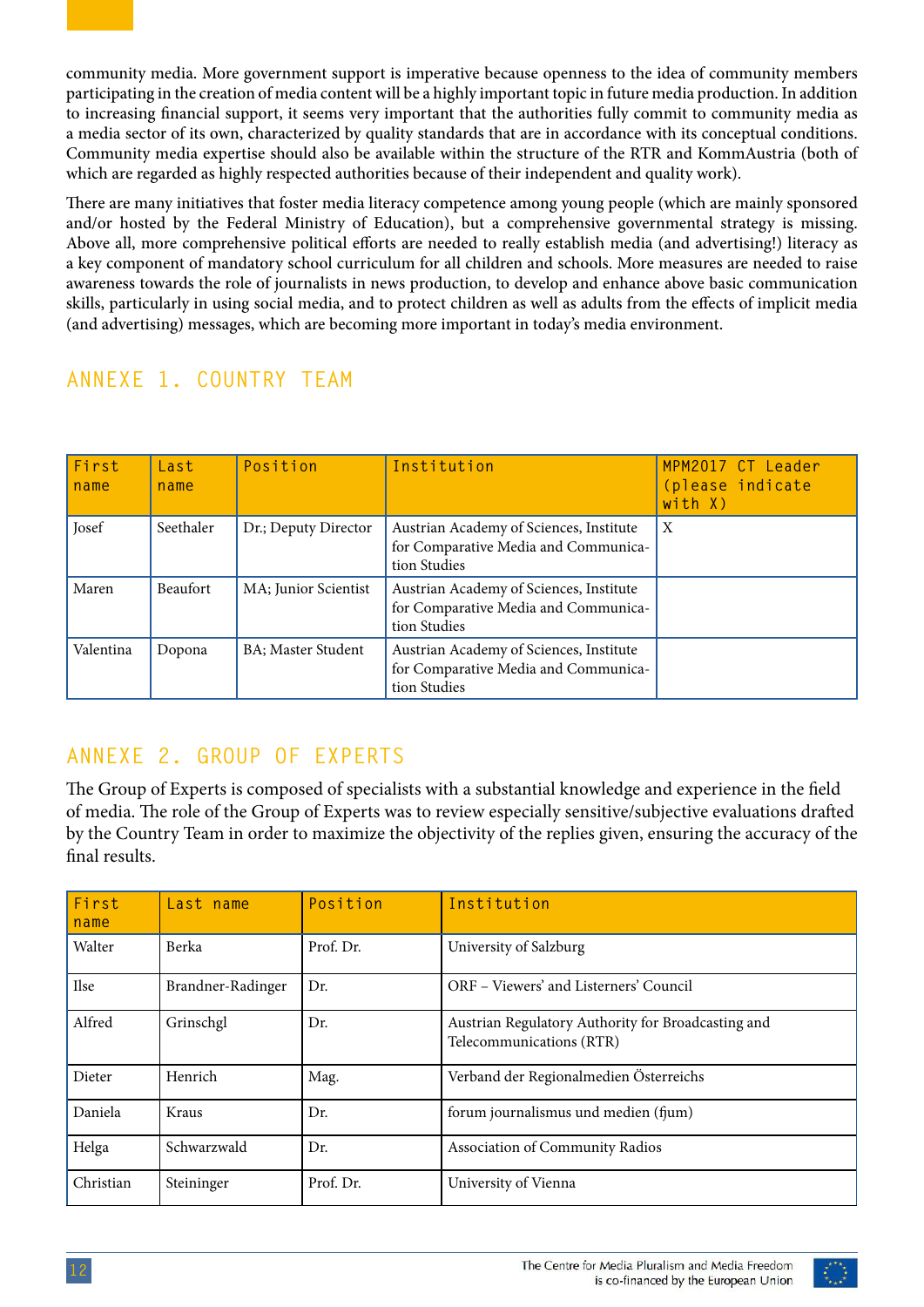community media. More government support is imperative because openness to the idea of community members participating in the creation of media content will be a highly important topic in future media production. In addition to increasing financial support, it seems very important that the authorities fully commit to community media as a media sector of its own, characterized by quality standards that are in accordance with its conceptual conditions. Community media expertise should also be available within the structure of the RTR and KommAustria (both of which are regarded as highly respected authorities because of their independent and quality work).

There are many initiatives that foster media literacy competence among young people (which are mainly sponsored and/or hosted by the Federal Ministry of Education), but a comprehensive governmental strategy is missing. Above all, more comprehensive political efforts are needed to really establish media (and advertising!) literacy as a key component of mandatory school curriculum for all children and schools. More measures are needed to raise awareness towards the role of journalists in news production, to develop and enhance above basic communication skills, particularly in using social media, and to protect children as well as adults from the effects of implicit media (and advertising) messages, which are becoming more important in today's media environment.

## ANNEXE 1. COUNTRY TEAM

| First name | Last name | Position | Institution | MPM2017 CT Leader (please indicate with X) |
|---|---|---|---|---|
| Josef | Seethaler | Dr.; Deputy Director | Austrian Academy of Sciences, Institute for Comparative Media and Communication Studies | X |
| Maren | Beaufort | MA; Junior Scientist | Austrian Academy of Sciences, Institute for Comparative Media and Communication Studies | |
| Valentina | Dopona | BA; Master Student | Austrian Academy of Sciences, Institute for Comparative Media and Communication Studies | |

## ANNEXE 2. GROUP OF EXPERTS

The Group of Experts is composed of specialists with a substantial knowledge and experience in the field of media. The role of the Group of Experts was to review especially sensitive/subjective evaluations drafted by the Country Team in order to maximize the objectivity of the replies given, ensuring the accuracy of the final results.

| First name | Last name | Position | Institution |
|---|---|---|---|
| Walter | Berka | Prof. Dr. | University of Salzburg |
| Ilse | Brandner-Radinger | Dr. | ORF – Viewers' and Listerners' Council |
| Alfred | Grinschgl | Dr. | Austrian Regulatory Authority for Broadcasting and Telecommunications (RTR) |
| Dieter | Henrich | Mag. | Verband der Regionalmedien Österreichs |
| Daniela | Kraus | Dr. | forum journalismus und medien (fjum) |
| Helga | Schwarzwald | Dr. | Association of Community Radios |
| Christian | Steininger | Prof. Dr. | University of Vienna |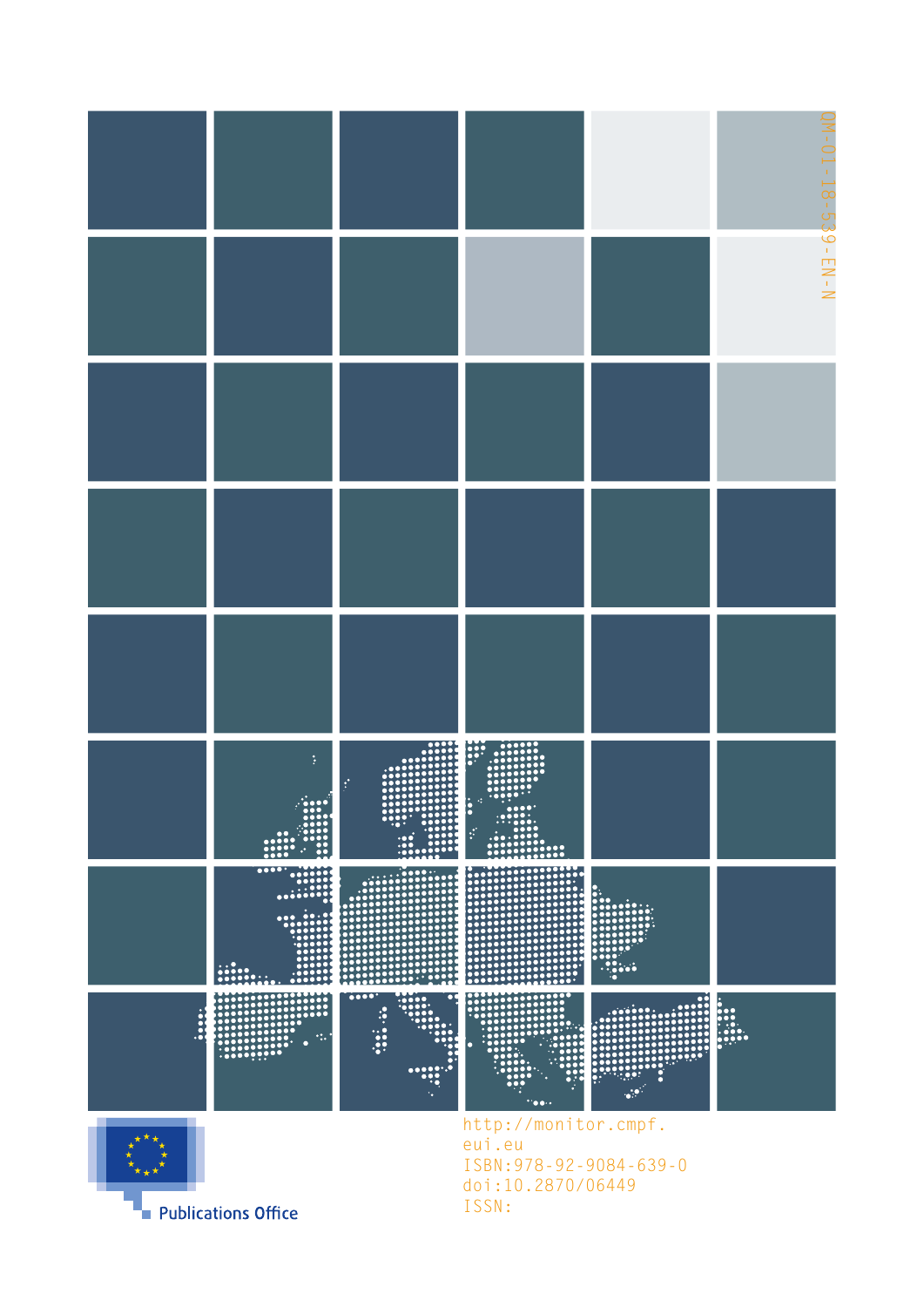QM-01-18-539-EN-N

Publications Office

http://monitor.cmpf.eui.eu
ISBN:978-92-9084-639-0
doi:10.2870/06449
ISSN: